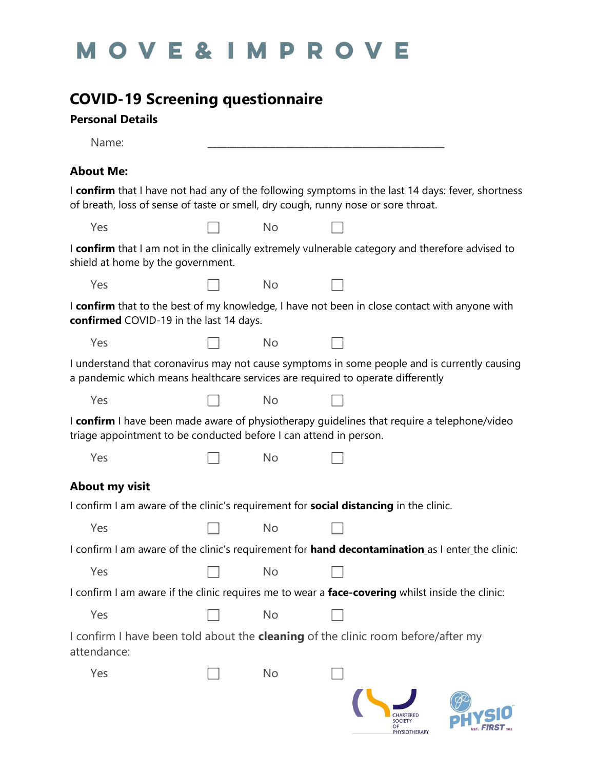# M O V E & I M P R O V E

## COVID-19 Screening questionnaire

### Personal Details

Name: ______________________________________________

### About Me:

I **confirm** that I have not had any of the following symptoms in the last 14 days: fever, shortness of breath, loss of sense of taste or smell, dry cough, runny nose or sore throat.

Yes ☐ No ☐

I **confirm** that I am not in the clinically extremely vulnerable category and therefore advised to shield at home by the government.

Yes ☐ No ☐

I **confirm** that to the best of my knowledge, I have not been in close contact with anyone with **confirmed** COVID-19 in the last 14 days.

Yes ☐ No ☐

I understand that coronavirus may not cause symptoms in some people and is currently causing a pandemic which means healthcare services are required to operate differently

Yes ☐ No ☐

I **confirm** I have been made aware of physiotherapy guidelines that require a telephone/video triage appointment to be conducted before I can attend in person.

Yes ☐ No ☐

### About my visit

I confirm I am aware of the clinic's requirement for **social distancing** in the clinic.

Yes ☐ No ☐

I confirm I am aware of the clinic's requirement for **hand decontamination** as I enter the clinic:

Yes ☐ No ☐

I confirm I am aware if the clinic requires me to wear a **face-covering** whilst inside the clinic:

Yes ☐ No ☐

I confirm I have been told about the **cleaning** of the clinic room before/after my attendance:

Yes ☐ No ☐

CHARTERED SOCIETY OF PHYSIOTHERAPY

PHYSIO FIRST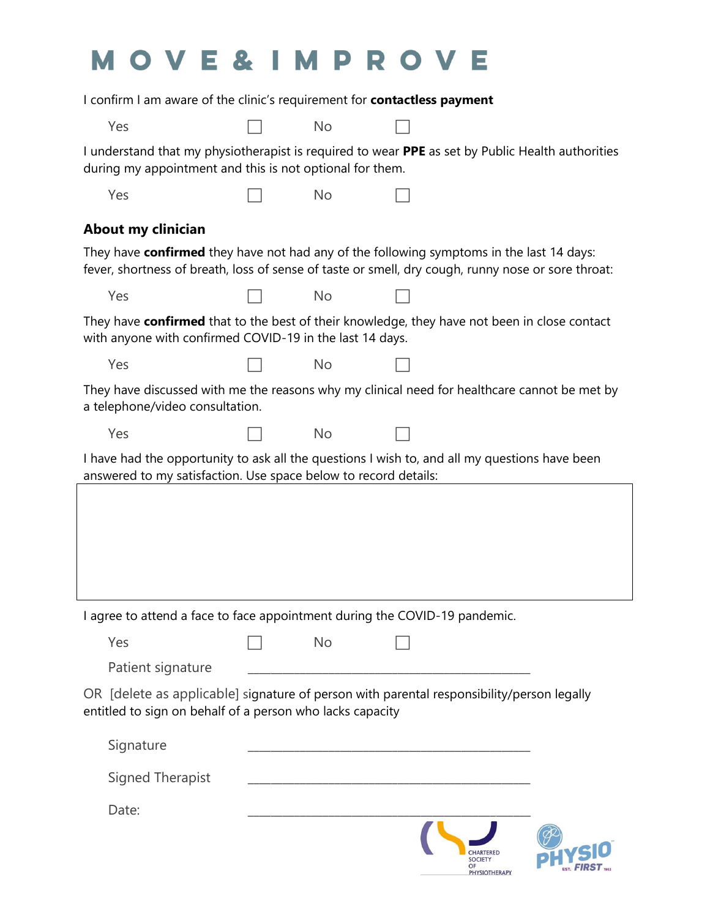# MOVE & IMPROVE

I confirm I am aware of the clinic's requirement for **contactless payment**

Yes ☐ No ☐

I understand that my physiotherapist is required to wear **PPE** as set by Public Health authorities during my appointment and this is not optional for them.

Yes ☐ No ☐

### About my clinician

They have **confirmed** they have not had any of the following symptoms in the last 14 days: fever, shortness of breath, loss of sense of taste or smell, dry cough, runny nose or sore throat:

Yes ☐ No ☐

They have **confirmed** that to the best of their knowledge, they have not been in close contact with anyone with confirmed COVID-19 in the last 14 days.

Yes ☐ No ☐

They have discussed with me the reasons why my clinical need for healthcare cannot be met by a telephone/video consultation.

Yes ☐ No ☐

I have had the opportunity to ask all the questions I wish to, and all my questions have been answered to my satisfaction. Use space below to record details:

I agree to attend a face to face appointment during the COVID-19 pandemic.

Yes ☐ No ☐

Patient signature ______________________________

OR [delete as applicable] signature of person with parental responsibility/person legally entitled to sign on behalf of a person who lacks capacity

Signature ______________________________

Signed Therapist ______________________________

Date: ______________________________

CHARTERED SOCIETY OF PHYSIOTHERAPY

PHYSIO FIRST EST. 1932